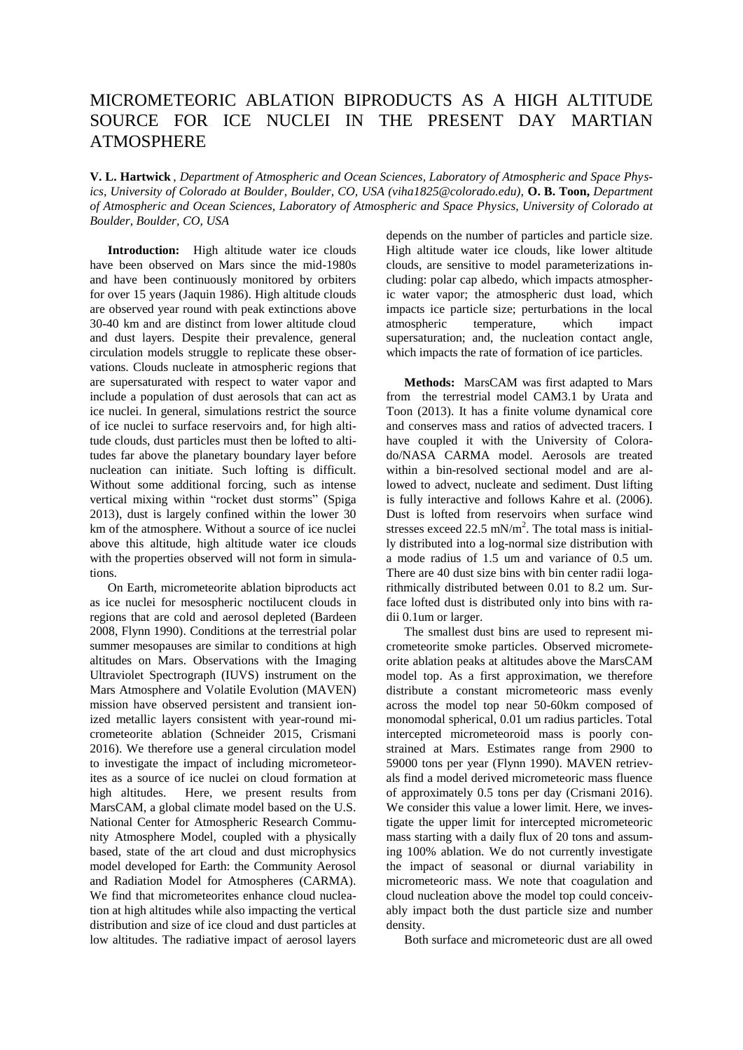# MICROMETEORIC ABLATION BIPRODUCTS AS A HIGH ALTITUDE SOURCE FOR ICE NUCLEI IN THE PRESENT DAY MARTIAN ATMOSPHERE

**V. L. Hartwick** , *Department of Atmospheric and Ocean Sciences, Laboratory of Atmospheric and Space Physics, University of Colorado at Boulder, Boulder, CO, USA (viha1825@colorado.edu),* **O. B. Toon,** *Department of Atmospheric and Ocean Sciences, Laboratory of Atmospheric and Space Physics, University of Colorado at Boulder, Boulder, CO, USA*

**Introduction:** High altitude water ice clouds have been observed on Mars since the mid-1980s and have been continuously monitored by orbiters for over 15 years (Jaquin 1986). High altitude clouds are observed year round with peak extinctions above 30-40 km and are distinct from lower altitude cloud and dust layers. Despite their prevalence, general circulation models struggle to replicate these observations. Clouds nucleate in atmospheric regions that are supersaturated with respect to water vapor and include a population of dust aerosols that can act as ice nuclei. In general, simulations restrict the source of ice nuclei to surface reservoirs and, for high altitude clouds, dust particles must then be lofted to altitudes far above the planetary boundary layer before nucleation can initiate. Such lofting is difficult. Without some additional forcing, such as intense vertical mixing within "rocket dust storms" (Spiga 2013), dust is largely confined within the lower 30 km of the atmosphere. Without a source of ice nuclei above this altitude, high altitude water ice clouds with the properties observed will not form in simulations.

On Earth, micrometeorite ablation biproducts act as ice nuclei for mesospheric noctilucent clouds in regions that are cold and aerosol depleted (Bardeen 2008, Flynn 1990). Conditions at the terrestrial polar summer mesopauses are similar to conditions at high altitudes on Mars. Observations with the Imaging Ultraviolet Spectrograph (IUVS) instrument on the Mars Atmosphere and Volatile Evolution (MAVEN) mission have observed persistent and transient ionized metallic layers consistent with year-round micrometeorite ablation (Schneider 2015, Crismani 2016). We therefore use a general circulation model to investigate the impact of including micrometeorites as a source of ice nuclei on cloud formation at high altitudes. Here, we present results from MarsCAM, a global climate model based on the U.S. National Center for Atmospheric Research Community Atmosphere Model, coupled with a physically based, state of the art cloud and dust microphysics model developed for Earth: the Community Aerosol and Radiation Model for Atmospheres (CARMA). We find that micrometeorites enhance cloud nucleation at high altitudes while also impacting the vertical distribution and size of ice cloud and dust particles at low altitudes. The radiative impact of aerosol layers depends on the number of particles and particle size. High altitude water ice clouds, like lower altitude clouds, are sensitive to model parameterizations including: polar cap albedo, which impacts atmospheric water vapor; the atmospheric dust load, which impacts ice particle size; perturbations in the local atmospheric temperature, which impact supersaturation; and, the nucleation contact angle, which impacts the rate of formation of ice particles.

**Methods:** MarsCAM was first adapted to Mars from the terrestrial model CAM3.1 by Urata and Toon (2013). It has a finite volume dynamical core and conserves mass and ratios of advected tracers. I have coupled it with the University of Colorado/NASA CARMA model. Aerosols are treated within a bin-resolved sectional model and are allowed to advect, nucleate and sediment. Dust lifting is fully interactive and follows Kahre et al. (2006). Dust is lofted from reservoirs when surface wind stresses exceed 22.5 $mN/m^2$. The total mass is initially distributed into a log-normal size distribution with a mode radius of 1.5 um and variance of 0.5 um. There are 40 dust size bins with bin center radii logarithmically distributed between 0.01 to 8.2 um. Surface lofted dust is distributed only into bins with radii 0.1um or larger.

The smallest dust bins are used to represent micrometeorite smoke particles. Observed micrometeorite ablation peaks at altitudes above the MarsCAM model top. As a first approximation, we therefore distribute a constant micrometeoric mass evenly across the model top near 50-60km composed of monomodal spherical, 0.01 um radius particles. Total intercepted micrometeoroid mass is poorly constrained at Mars. Estimates range from 2900 to 59000 tons per year (Flynn 1990). MAVEN retrievals find a model derived micrometeoric mass fluence of approximately 0.5 tons per day (Crismani 2016). We consider this value a lower limit. Here, we investigate the upper limit for intercepted micrometeoric mass starting with a daily flux of 20 tons and assuming 100% ablation. We do not currently investigate the impact of seasonal or diurnal variability in micrometeoric mass. We note that coagulation and cloud nucleation above the model top could conceivably impact both the dust particle size and number density.

Both surface and micrometeoric dust are all owed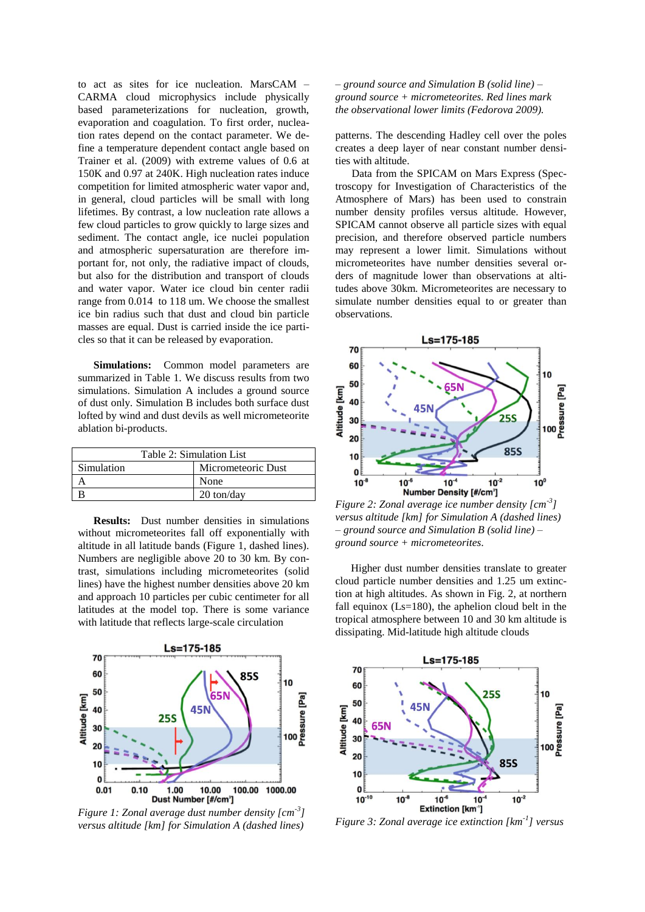to act as sites for ice nucleation. MarsCAM – CARMA cloud microphysics include physically based parameterizations for nucleation, growth, evaporation and coagulation. To first order, nucleation rates depend on the contact parameter. We define a temperature dependent contact angle based on Trainer et al. (2009) with extreme values of 0.6 at 150K and 0.97 at 240K. High nucleation rates induce competition for limited atmospheric water vapor and, in general, cloud particles will be small with long lifetimes. By contrast, a low nucleation rate allows a few cloud particles to grow quickly to large sizes and sediment. The contact angle, ice nuclei population and atmospheric supersaturation are therefore important for, not only, the radiative impact of clouds, but also for the distribution and transport of clouds and water vapor. Water ice cloud bin center radii range from 0.014 to 118 um. We choose the smallest ice bin radius such that dust and cloud bin particle masses are equal. Dust is carried inside the ice particles so that it can be released by evaporation.

**Simulations:** Common model parameters are summarized in Table 1. We discuss results from two simulations. Simulation A includes a ground source of dust only. Simulation B includes both surface dust lofted by wind and dust devils as well micrometeorite ablation bi-products.

Table 2: Simulation List

| Simulation | Micrometeoric Dust |
|---|---|
| A | None |
| B | 20 ton/day |

**Results:** Dust number densities in simulations without micrometeorites fall off exponentially with altitude in all latitude bands (Figure 1, dashed lines). Numbers are negligible above 20 to 30 km. By contrast, simulations including micrometeorites (solid lines) have the highest number densities above 20 km and approach 10 particles per cubic centimeter for all latitudes at the model top. There is some variance with latitude that reflects large-scale circulation patterns. The descending Hadley cell over the poles creates a deep layer of near constant number densities with altitude.

*Figure 1: Zonal average dust number density [cm$^{-3}$] versus altitude [km] for Simulation A (dashed lines) – ground source and Simulation B (solid line) – ground source + micrometeorites. Red lines mark the observational lower limits (Fedorova 2009).*

Data from the SPICAM on Mars Express (Spectroscopy for Investigation of Characteristics of the Atmosphere of Mars) has been used to constrain number density profiles versus altitude. However, SPICAM cannot observe all particle sizes with equal precision, and therefore observed particle numbers may represent a lower limit. Simulations without micrometeorites have number densities several orders of magnitude lower than observations at altitudes above 30km. Micrometeorites are necessary to simulate number densities equal to or greater than observations.

*Figure 2: Zonal average ice number density [cm$^{-3}$] versus altitude [km] for Simulation A (dashed lines) – ground source and Simulation B (solid line) – ground source + micrometeorites.*

Higher dust number densities translate to greater cloud particle number densities and 1.25 um extinction at high altitudes. As shown in Fig. 2, at northern fall equinox (Ls=180), the aphelion cloud belt in the tropical atmosphere between 10 and 30 km altitude is dissipating. Mid-latitude high altitude clouds

*Figure 3: Zonal average ice extinction [km$^{-1}$] versus*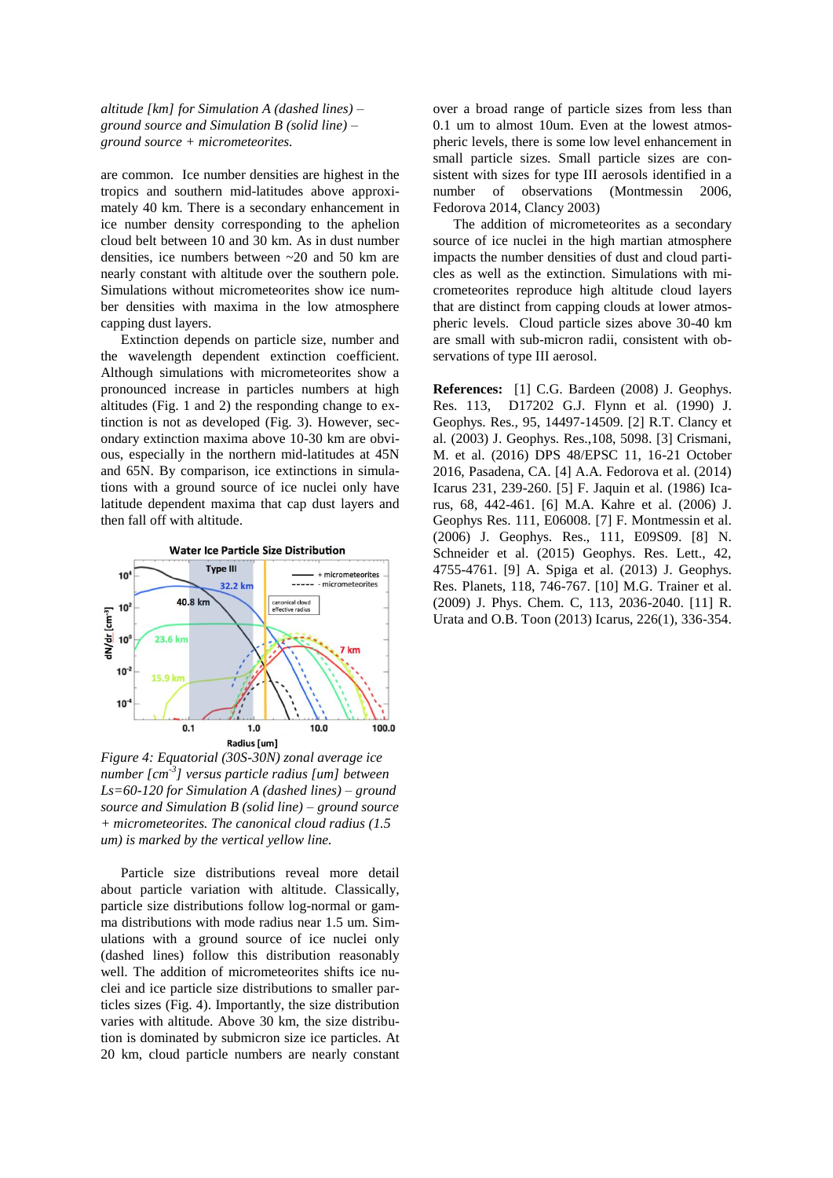*altitude [km] for Simulation A (dashed lines) – ground source and Simulation B (solid line) – ground source + micrometeorites.*

are common. Ice number densities are highest in the tropics and southern mid-latitudes above approximately 40 km. There is a secondary enhancement in ice number density corresponding to the aphelion cloud belt between 10 and 30 km. As in dust number densities, ice numbers between ~20 and 50 km are nearly constant with altitude over the southern pole. Simulations without micrometeorites show ice number densities with maxima in the low atmosphere capping dust layers.

Extinction depends on particle size, number and the wavelength dependent extinction coefficient. Although simulations with micrometeorites show a pronounced increase in particles numbers at high altitudes (Fig. 1 and 2) the responding change to extinction is not as developed (Fig. 3). However, secondary extinction maxima above 10-30 km are obvious, especially in the northern mid-latitudes at 45N and 65N. By comparison, ice extinctions in simulations with a ground source of ice nuclei only have latitude dependent maxima that cap dust layers and then fall off with altitude.

Water Ice Particle Size Distribution

Type III

+ micrometeorites

- micrometeorites

canonical cloud effective radius

32.2 km

40.8 km

23.6 km

15.9 km

7 km

dN/dr [cm$^{-3}$]

$10^4$

$10^2$

$10^0$

$10^{-2}$

$10^{-4}$

0.1

1.0

10.0

100.0

Radius [um]

*Figure 4: Equatorial (30S-30N) zonal average ice number [cm$^{-3}$] versus particle radius [um] between Ls=60-120 for Simulation A (dashed lines) – ground source and Simulation B (solid line) – ground source + micrometeorites. The canonical cloud radius (1.5 um) is marked by the vertical yellow line.*

Particle size distributions reveal more detail about particle variation with altitude. Classically, particle size distributions follow log-normal or gamma distributions with mode radius near 1.5 um. Simulations with a ground source of ice nuclei only (dashed lines) follow this distribution reasonably well. The addition of micrometeorites shifts ice nuclei and ice particle size distributions to smaller particles sizes (Fig. 4). Importantly, the size distribution varies with altitude. Above 30 km, the size distribution is dominated by submicron size ice particles. At 20 km, cloud particle numbers are nearly constant over a broad range of particle sizes from less than 0.1 um to almost 10um. Even at the lowest atmospheric levels, there is some low level enhancement in small particle sizes. Small particle sizes are consistent with sizes for type III aerosols identified in a number of observations (Montmessin 2006, Fedorova 2014, Clancy 2003)

The addition of micrometeorites as a secondary source of ice nuclei in the high martian atmosphere impacts the number densities of dust and cloud particles as well as the extinction. Simulations with micrometeorites reproduce high altitude cloud layers that are distinct from capping clouds at lower atmospheric levels. Cloud particle sizes above 30-40 km are small with sub-micron radii, consistent with observations of type III aerosol.

**References:** [1] C.G. Bardeen (2008) J. Geophys. Res. 113, D17202 G.J. Flynn et al. (1990) J. Geophys. Res., 95, 14497-14509. [2] R.T. Clancy et al. (2003) J. Geophys. Res.,108, 5098. [3] Crismani, M. et al. (2016) DPS 48/EPSC 11, 16-21 October 2016, Pasadena, CA. [4] A.A. Fedorova et al. (2014) Icarus 231, 239-260. [5] F. Jaquin et al. (1986) Icarus, 68, 442-461. [6] M.A. Kahre et al. (2006) J. Geophys Res. 111, E06008. [7] F. Montmessin et al. (2006) J. Geophys. Res., 111, E09S09. [8] N. Schneider et al. (2015) Geophys. Res. Lett., 42, 4755-4761. [9] A. Spiga et al. (2013) J. Geophys. Res. Planets, 118, 746-767. [10] M.G. Trainer et al. (2009) J. Phys. Chem. C, 113, 2036-2040. [11] R. Urata and O.B. Toon (2013) Icarus, 226(1), 336-354.